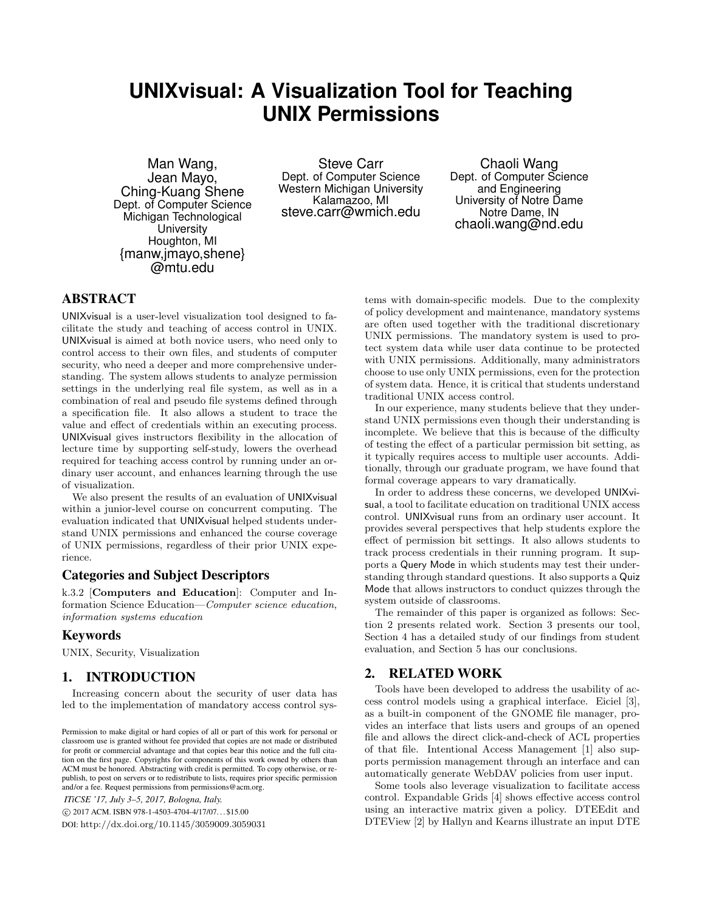# UNIXvisual: A Visualization Tool for Teaching UNIX Permissions

Man Wang, Jean Mayo, Ching-Kuang Shene
Dept. of Computer Science
Michigan Technological University
Houghton, MI
{manw,jmayo,shene}@mtu.edu

Steve Carr
Dept. of Computer Science
Western Michigan University
Kalamazoo, MI
steve.carr@wmich.edu

Chaoli Wang
Dept. of Computer Science and Engineering
University of Notre Dame
Notre Dame, IN
chaoli.wang@nd.edu

## ABSTRACT

UNIXvisual is a user-level visualization tool designed to facilitate the study and teaching of access control in UNIX. UNIXvisual is aimed at both novice users, who need only to control access to their own files, and students of computer security, who need a deeper and more comprehensive understanding. The system allows students to analyze permission settings in the underlying real file system, as well as in a combination of real and pseudo file systems defined through a specification file. It also allows a student to trace the value and effect of credentials within an executing process. UNIXvisual gives instructors flexibility in the allocation of lecture time by supporting self-study, lowers the overhead required for teaching access control by running under an ordinary user account, and enhances learning through the use of visualization.

We also present the results of an evaluation of UNIXvisual within a junior-level course on concurrent computing. The evaluation indicated that UNIXvisual helped students understand UNIX permissions and enhanced the course coverage of UNIX permissions, regardless of their prior UNIX experience.

### Categories and Subject Descriptors

k.3.2 [**Computers and Education**]: Computer and Information Science Education—*Computer science education, information systems education*

### Keywords

UNIX, Security, Visualization

## 1. INTRODUCTION

Increasing concern about the security of user data has led to the implementation of mandatory access control systems with domain-specific models. Due to the complexity of policy development and maintenance, mandatory systems are often used together with the traditional discretionary UNIX permissions. The mandatory system is used to protect system data while user data continue to be protected with UNIX permissions. Additionally, many administrators choose to use only UNIX permissions, even for the protection of system data. Hence, it is critical that students understand traditional UNIX access control.

In our experience, many students believe that they understand UNIX permissions even though their understanding is incomplete. We believe that this is because of the difficulty of testing the effect of a particular permission bit setting, as it typically requires access to multiple user accounts. Additionally, through our graduate program, we have found that formal coverage appears to vary dramatically.

In order to address these concerns, we developed UNIXvisual, a tool to facilitate education on traditional UNIX access control. UNIXvisual runs from an ordinary user account. It provides several perspectives that help students explore the effect of permission bit settings. It also allows students to track process credentials in their running program. It supports a Query Mode in which students may test their understanding through standard questions. It also supports a Quiz Mode that allows instructors to conduct quizzes through the system outside of classrooms.

The remainder of this paper is organized as follows: Section 2 presents related work. Section 3 presents our tool, Section 4 has a detailed study of our findings from student evaluation, and Section 5 has our conclusions.

## 2. RELATED WORK

Tools have been developed to address the usability of access control models using a graphical interface. Eiciel [3], as a built-in component of the GNOME file manager, provides an interface that lists users and groups of an opened file and allows the direct click-and-check of ACL properties of that file. Intentional Access Management [1] also supports permission management through an interface and can automatically generate WebDAV policies from user input.

Some tools also leverage visualization to facilitate access control. Expandable Grids [4] shows effective access control using an interactive matrix given a policy. DTEEdit and DTEView [2] by Hallyn and Kearns illustrate an input DTE

Permission to make digital or hard copies of all or part of this work for personal or classroom use is granted without fee provided that copies are not made or distributed for profit or commercial advantage and that copies bear this notice and the full citation on the first page. Copyrights for components of this work owned by others than ACM must be honored. Abstracting with credit is permitted. To copy otherwise, or republish, to post on servers or to redistribute to lists, requires prior specific permission and/or a fee. Request permissions from permissions@acm.org.

*ITiCSE '17, July 3–5, 2017, Bologna, Italy.*
© 2017 ACM. ISBN 978-1-4503-4704-4/17/07...$15.00
DOI: http://dx.doi.org/10.1145/3059009.3059031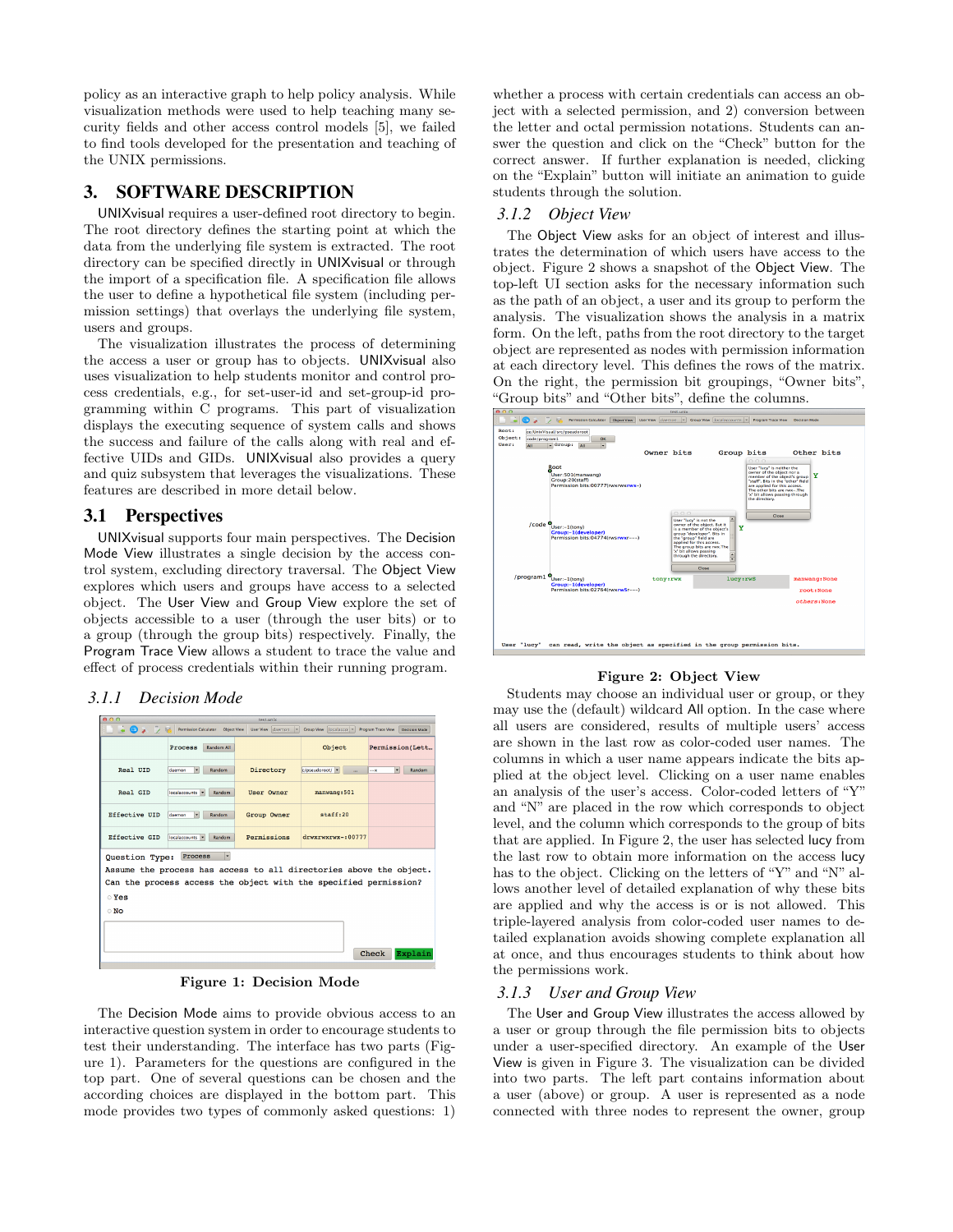policy as an interactive graph to help policy analysis. While visualization methods were used to help teaching many security fields and other access control models [5], we failed to find tools developed for the presentation and teaching of the UNIX permissions.

## 3. SOFTWARE DESCRIPTION

UNIXvisual requires a user-defined root directory to begin. The root directory defines the starting point at which the data from the underlying file system is extracted. The root directory can be specified directly in UNIXvisual or through the import of a specification file. A specification file allows the user to define a hypothetical file system (including permission settings) that overlays the underlying file system, users and groups.

The visualization illustrates the process of determining the access a user or group has to objects. UNIXvisual also uses visualization to help students monitor and control process credentials, e.g., for set-user-id and set-group-id programming within C programs. This part of visualization displays the executing sequence of system calls and shows the success and failure of the calls along with real and effective UIDs and GIDs. UNIXvisual also provides a query and quiz subsystem that leverages the visualizations. These features are described in more detail below.

### 3.1 Perspectives

UNIXvisual supports four main perspectives. The Decision Mode View illustrates a single decision by the access control system, excluding directory traversal. The Object View explores which users and groups have access to a selected object. The User View and Group View explore the set of objects accessible to a user (through the user bits) or to a group (through the group bits) respectively. Finally, the Program Trace View allows a student to trace the value and effect of process credentials within their running program.

#### *3.1.1 Decision Mode*

**Figure 1: Decision Mode**

The Decision Mode aims to provide obvious access to an interactive question system in order to encourage students to test their understanding. The interface has two parts (Figure 1). Parameters for the questions are configured in the top part. One of several questions can be chosen and the according choices are displayed in the bottom part. This mode provides two types of commonly asked questions: 1) whether a process with certain credentials can access an object with a selected permission, and 2) conversion between the letter and octal permission notations. Students can answer the question and click on the "Check" button for the correct answer. If further explanation is needed, clicking on the "Explain" button will initiate an animation to guide students through the solution.

#### *3.1.2 Object View*

The Object View asks for an object of interest and illustrates the determination of which users have access to the object. Figure 2 shows a snapshot of the Object View. The top-left UI section asks for the necessary information such as the path of an object, a user and its group to perform the analysis. The visualization shows the analysis in a matrix form. On the left, paths from the root directory to the target object are represented as nodes with permission information at each directory level. This defines the rows of the matrix. On the right, the permission bit groupings, "Owner bits", "Group bits" and "Other bits", define the columns.

**Figure 2: Object View**

Students may choose an individual user or group, or they may use the (default) wildcard All option. In the case where all users are considered, results of multiple users' access are shown in the last row as color-coded user names. The columns in which a user name appears indicate the bits applied at the object level. Clicking on a user name enables an analysis of the user's access. Color-coded letters of "Y" and "N" are placed in the row which corresponds to object level, and the column which corresponds to the group of bits that are applied. In Figure 2, the user has selected lucy from the last row to obtain more information on the access lucy has to the object. Clicking on the letters of "Y" and "N" allows another level of detailed explanation of why these bits are applied and why the access is or is not allowed. This triple-layered analysis from color-coded user names to detailed explanation avoids showing complete explanation all at once, and thus encourages students to think about how the permissions work.

#### *3.1.3 User and Group View*

The User and Group View illustrates the access allowed by a user or group through the file permission bits to objects under a user-specified directory. An example of the User View is given in Figure 3. The visualization can be divided into two parts. The left part contains information about a user (above) or group. A user is represented as a node connected with three nodes to represent the owner, group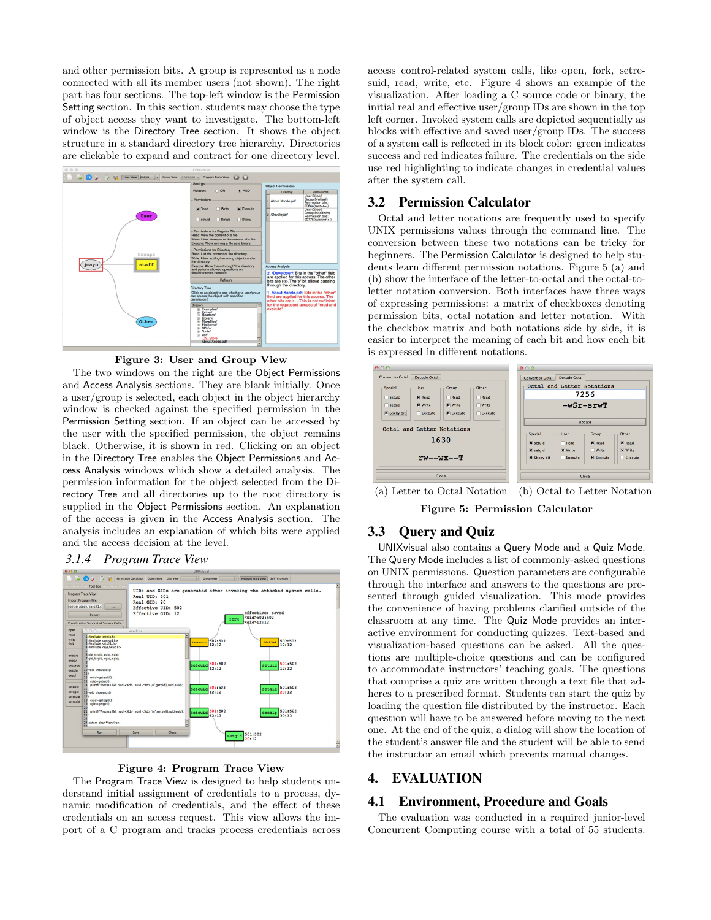and other permission bits. A group is represented as a node connected with all its member users (not shown). The right part has four sections. The top-left window is the Permission Setting section. In this section, students may choose the type of object access they want to investigate. The bottom-left window is the Directory Tree section. It shows the object structure in a standard directory tree hierarchy. Directories are clickable to expand and contract for one directory level.

**Figure 3: User and Group View**

The two windows on the right are the Object Permissions and Access Analysis sections. They are blank initially. Once a user/group is selected, each object in the object hierarchy window is checked against the specified permission in the Permission Setting section. If an object can be accessed by the user with the specified permission, the object remains black. Otherwise, it is shown in red. Clicking on an object in the Directory Tree enables the Object Permissions and Access Analysis windows which show a detailed analysis. The permission information for the object selected from the Directory Tree and all directories up to the root directory is supplied in the Object Permissions section. An explanation of the access is given in the Access Analysis section. The analysis includes an explanation of which bits were applied and the access decision at the level.

### 3.1.4 *Program Trace View*

**Figure 4: Program Trace View**

The Program Trace View is designed to help students understand initial assignment of credentials to a process, dynamic modification of credentials, and the effect of these credentials on an access request. This view allows the import of a C program and tracks process credentials across access control-related system calls, like open, fork, setresuid, read, write, etc. Figure 4 shows an example of the visualization. After loading a C source code or binary, the initial real and effective user/group IDs are shown in the top left corner. Invoked system calls are depicted sequentially as blocks with effective and saved user/group IDs. The success of a system call is reflected in its block color: green indicates success and red indicates failure. The credentials on the side use red highlighting to indicate changes in credential values after the system call.

## 3.2 Permission Calculator

Octal and letter notations are frequently used to specify UNIX permissions values through the command line. The conversion between these two notations can be tricky for beginners. The Permission Calculator is designed to help students learn different permission notations. Figure 5 (a) and (b) show the interface of the letter-to-octal and the octal-to-letter notation conversion. Both interfaces have three ways of expressing permissions: a matrix of checkboxes denoting permission bits, octal notation and letter notation. With the checkbox matrix and both notations side by side, it is easier to interpret the meaning of each bit and how each bit is expressed in different notations.

(a) Letter to Octal Notation (b) Octal to Letter Notation

**Figure 5: Permission Calculator**

## 3.3 Query and Quiz

UNIXvisual also contains a Query Mode and a Quiz Mode. The Query Mode includes a list of commonly-asked questions on UNIX permissions. Question parameters are configurable through the interface and answers to the questions are presented through guided visualization. This mode provides the convenience of having problems clarified outside of the classroom at any time. The Quiz Mode provides an interactive environment for conducting quizzes. Text-based and visualization-based questions can be asked. All the questions are multiple-choice questions and can be configured to accommodate instructors' teaching goals. The questions that comprise a quiz are written through a text file that adheres to a prescribed format. Students can start the quiz by loading the question file distributed by the instructor. Each question will have to be answered before moving to the next one. At the end of the quiz, a dialog will show the location of the student's answer file and the student will be able to send the instructor an email which prevents manual changes.

# 4. EVALUATION

## 4.1 Environment, Procedure and Goals

The evaluation was conducted in a required junior-level Concurrent Computing course with a total of 55 students.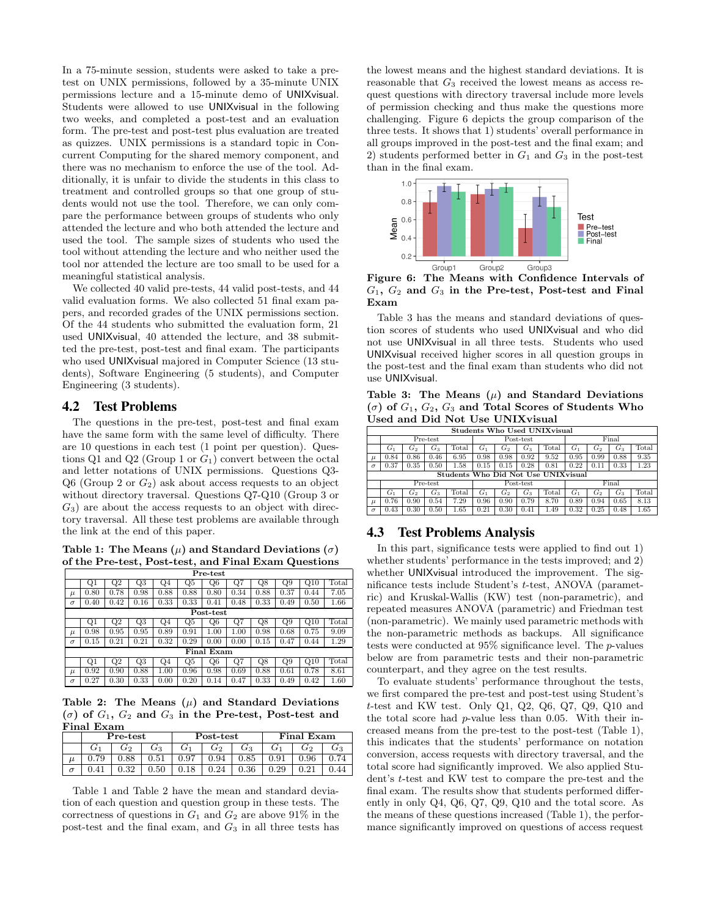In a 75-minute session, students were asked to take a pre-test on UNIX permissions, followed by a 35-minute UNIX permissions lecture and a 15-minute demo of UNIXvisual. Students were allowed to use UNIXvisual in the following two weeks, and completed a post-test and an evaluation form. The pre-test and post-test plus evaluation are treated as quizzes. UNIX permissions is a standard topic in Concurrent Computing for the shared memory component, and there was no mechanism to enforce the use of the tool. Additionally, it is unfair to divide the students in this class to treatment and controlled groups so that one group of students would not use the tool. Therefore, we can only compare the performance between groups of students who only attended the lecture and who both attended the lecture and used the tool. The sample sizes of students who used the tool without attending the lecture and who neither used the tool nor attended the lecture are too small to be used for a meaningful statistical analysis.

We collected 40 valid pre-tests, 44 valid post-tests, and 44 valid evaluation forms. We also collected 51 final exam papers, and recorded grades of the UNIX permissions section. Of the 44 students who submitted the evaluation form, 21 used UNIXvisual, 40 attended the lecture, and 38 submitted the pre-test, post-test and final exam. The participants who used UNIXvisual majored in Computer Science (13 students), Software Engineering (5 students), and Computer Engineering (3 students).

## 4.2 Test Problems

The questions in the pre-test, post-test and final exam have the same form with the same level of difficulty. There are 10 questions in each test (1 point per question). Questions Q1 and Q2 (Group 1 or $G_1$) convert between the octal and letter notations of UNIX permissions. Questions Q3-Q6 (Group 2 or $G_2$) ask about access requests to an object without directory traversal. Questions Q7-Q10 (Group 3 or $G_3$) are about the access requests to an object with directory traversal. All these test problems are available through the link at the end of this paper.

**Table 1: The Means ($\mu$) and Standard Deviations ($\sigma$) of the Pre-test, Post-test, and Final Exam Questions**

| | Q1 | Q2 | Q3 | Q4 | Q5 | Q6 | Q7 | Q8 | Q9 | Q10 | Total |
|---|---|---|---|---|---|---|---|---|---|---|---|
| **Pre-test** | | | | | | | | | | | |
| $\mu$ | 0.80 | 0.78 | 0.98 | 0.88 | 0.88 | 0.80 | 0.34 | 0.88 | 0.37 | 0.44 | 7.05 |
| $\sigma$ | 0.40 | 0.42 | 0.16 | 0.33 | 0.33 | 0.41 | 0.48 | 0.33 | 0.49 | 0.50 | 1.66 |
| **Post-test** | | | | | | | | | | | |
| $\mu$ | 0.98 | 0.95 | 0.95 | 0.89 | 0.91 | 1.00 | 1.00 | 0.98 | 0.68 | 0.75 | 9.09 |
| $\sigma$ | 0.15 | 0.21 | 0.21 | 0.32 | 0.29 | 0.00 | 0.00 | 0.15 | 0.47 | 0.44 | 1.29 |
| **Final Exam** | | | | | | | | | | | |
| $\mu$ | 0.92 | 0.90 | 0.88 | 1.00 | 0.96 | 0.98 | 0.69 | 0.88 | 0.61 | 0.78 | 8.61 |
| $\sigma$ | 0.27 | 0.30 | 0.33 | 0.00 | 0.20 | 0.14 | 0.47 | 0.33 | 0.49 | 0.42 | 1.60 |

**Table 2: The Means ($\mu$) and Standard Deviations ($\sigma$) of $G_1$, $G_2$ and $G_3$ in the Pre-test, Post-test and Final Exam**

| | Pre-test | | | Post-test | | | Final Exam | | |
|---|---|---|---|---|---|---|---|---|---|
| | $G_1$ | $G_2$ | $G_3$ | $G_1$ | $G_2$ | $G_3$ | $G_1$ | $G_2$ | $G_3$ |
| $\mu$ | 0.79 | 0.88 | 0.51 | 0.97 | 0.94 | 0.85 | 0.91 | 0.96 | 0.74 |
| $\sigma$ | 0.41 | 0.32 | 0.50 | 0.18 | 0.24 | 0.36 | 0.29 | 0.21 | 0.44 |

Table 1 and Table 2 have the mean and standard deviation of each question and question group in these tests. The correctness of questions in $G_1$ and $G_2$ are above 91% in the post-test and the final exam, and $G_3$ in all three tests has the lowest means and the highest standard deviations. It is reasonable that $G_3$ received the lowest means as access request questions with directory traversal include more levels of permission checking and thus make the questions more challenging. Figure 6 depicts the group comparison of the three tests. It shows that 1) students' overall performance in all groups improved in the post-test and the final exam; and 2) students performed better in $G_1$ and $G_3$ in the post-test than in the final exam.

**Figure 6: The Means with Confidence Intervals of $G_1$, $G_2$ and $G_3$ in the Pre-test, Post-test and Final Exam**

Table 3 has the means and standard deviations of question scores of students who used UNIXvisual and who did not use UNIXvisual in all three tests. Students who used UNIXvisual received higher scores in all question groups in the post-test and the final exam than students who did not use UNIXvisual.

**Table 3: The Means ($\mu$) and Standard Deviations ($\sigma$) of $G_1$, $G_2$, $G_3$ and Total Scores of Students Who Used and Did Not Use UNIXvisual**

| | Pre-test | | | | Post-test | | | | Final | | | |
|---|---|---|---|---|---|---|---|---|---|---|---|---|
| **Students Who Used UNIXvisual** | | | | | | | | | | | | |
| | $G_1$ | $G_2$ | $G_3$ | Total | $G_1$ | $G_2$ | $G_3$ | Total | $G_1$ | $G_2$ | $G_3$ | Total |
| $\mu$ | 0.84 | 0.86 | 0.46 | 6.95 | 0.98 | 0.98 | 0.92 | 9.52 | 0.95 | 0.99 | 0.88 | 9.35 |
| $\sigma$ | 0.37 | 0.35 | 0.50 | 1.58 | 0.15 | 0.15 | 0.28 | 0.81 | 0.22 | 0.11 | 0.33 | 1.23 |
| **Students Who Did Not Use UNIXvisual** | | | | | | | | | | | | |
| | $G_1$ | $G_2$ | $G_3$ | Total | $G_1$ | $G_2$ | $G_3$ | Total | $G_1$ | $G_2$ | $G_3$ | Total |
| $\mu$ | 0.76 | 0.90 | 0.54 | 7.29 | 0.96 | 0.90 | 0.79 | 8.70 | 0.89 | 0.94 | 0.65 | 8.13 |
| $\sigma$ | 0.43 | 0.30 | 0.50 | 1.65 | 0.21 | 0.30 | 0.41 | 1.49 | 0.32 | 0.25 | 0.48 | 1.65 |

## 4.3 Test Problems Analysis

In this part, significance tests were applied to find out 1) whether students' performance in the tests improved; and 2) whether UNIXvisual introduced the improvement. The significance tests include Student's $t$-test, ANOVA (parametric) and Kruskal-Wallis (KW) test (non-parametric), and repeated measures ANOVA (parametric) and Friedman test (non-parametric). We mainly used parametric methods with the non-parametric methods as backups. All significance tests were conducted at 95% significance level. The $p$-values below are from parametric tests and their non-parametric counterpart, and they agree on the test results.

To evaluate students' performance throughout the tests, we first compared the pre-test and post-test using Student's $t$-test and KW test. Only Q1, Q2, Q6, Q7, Q9, Q10 and the total score had $p$-value less than 0.05. With their increased means from the pre-test to the post-test (Table 1), this indicates that the students' performance on notation conversion, access requests with directory traversal, and the total score had significantly improved. We also applied Student's $t$-test and KW test to compare the pre-test and the final exam. The results show that students performed differently in only Q4, Q6, Q7, Q9, Q10 and the total score. As the means of these questions increased (Table 1), the performance significantly improved on questions of access request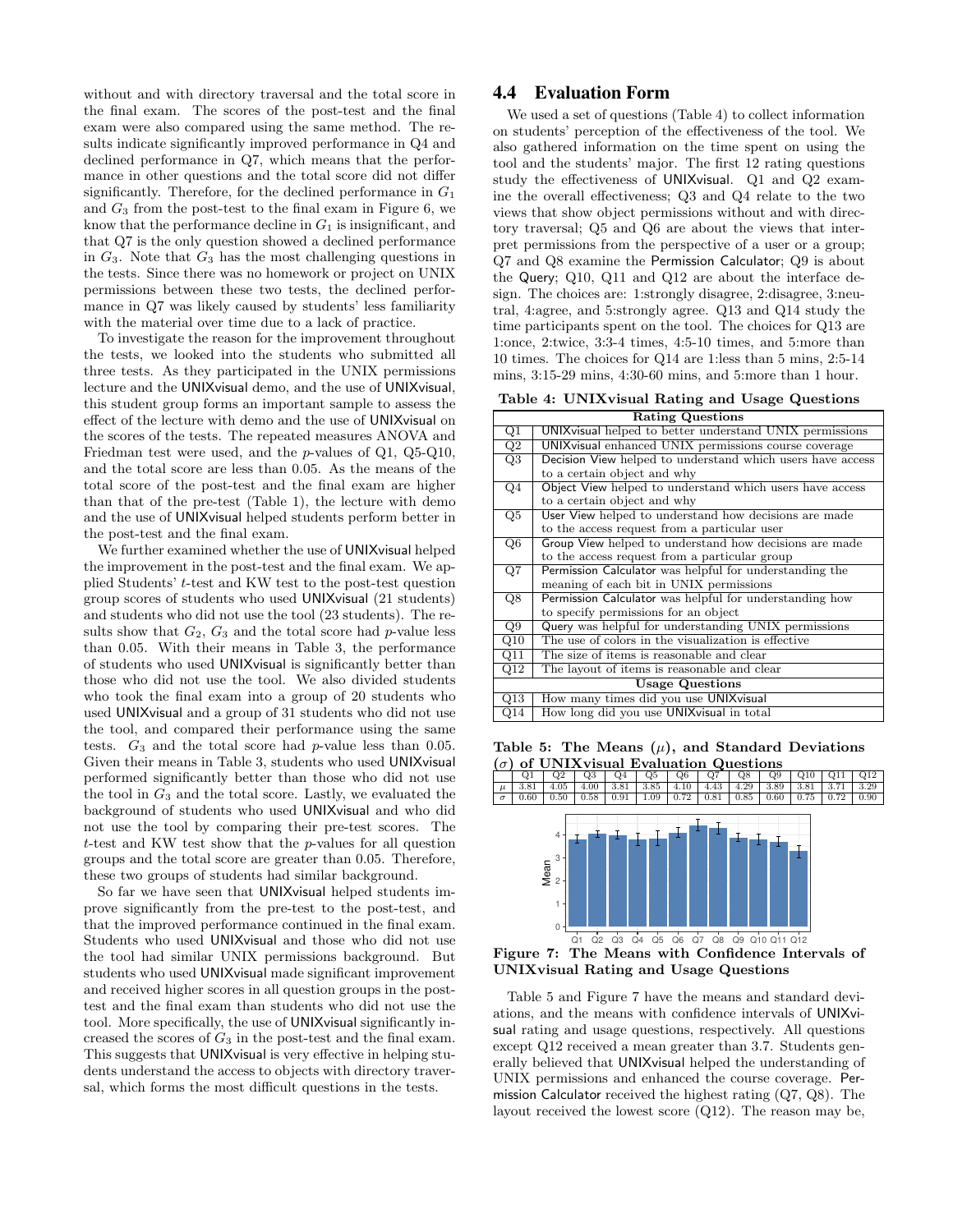without and with directory traversal and the total score in the final exam. The scores of the post-test and the final exam were also compared using the same method. The results indicate significantly improved performance in Q4 and declined performance in Q7, which means that the performance in other questions and the total score did not differ significantly. Therefore, for the declined performance in $G_1$ and $G_3$ from the post-test to the final exam in Figure 6, we know that the performance decline in $G_1$ is insignificant, and that Q7 is the only question showed a declined performance in $G_3$. Note that $G_3$ has the most challenging questions in the tests. Since there was no homework or project on UNIX permissions between these two tests, the declined performance in Q7 was likely caused by students' less familiarity with the material over time due to a lack of practice.

To investigate the reason for the improvement throughout the tests, we looked into the students who submitted all three tests. As they participated in the UNIX permissions lecture and the UNIXvisual demo, and the use of UNIXvisual, this student group forms an important sample to assess the effect of the lecture with demo and the use of UNIXvisual on the scores of the tests. The repeated measures ANOVA and Friedman test were used, and the $p$-values of Q1, Q5-Q10, and the total score are less than 0.05. As the means of the total score of the post-test and the final exam are higher than that of the pre-test (Table 1), the lecture with demo and the use of UNIXvisual helped students perform better in the post-test and the final exam.

We further examined whether the use of UNIXvisual helped the improvement in the post-test and the final exam. We applied Students' $t$-test and KW test to the post-test question group scores of students who used UNIXvisual (21 students) and students who did not use the tool (23 students). The results show that $G_2$, $G_3$ and the total score had $p$-value less than 0.05. With their means in Table 3, the performance of students who used UNIXvisual is significantly better than those who did not use the tool. We also divided students who took the final exam into a group of 20 students who used UNIXvisual and a group of 31 students who did not use the tool, and compared their performance using the same tests. $G_3$ and the total score had $p$-value less than 0.05. Given their means in Table 3, students who used UNIXvisual performed significantly better than those who did not use the tool in $G_3$ and the total score. Lastly, we evaluated the background of students who used UNIXvisual and who did not use the tool by comparing their pre-test scores. The $t$-test and KW test show that the $p$-values for all question groups and the total score are greater than 0.05. Therefore, these two groups of students had similar background.

So far we have seen that UNIXvisual helped students improve significantly from the pre-test to the post-test, and that the improved performance continued in the final exam. Students who used UNIXvisual and those who did not use the tool had similar UNIX permissions background. But students who used UNIXvisual made significant improvement and received higher scores in all question groups in the post-test and the final exam than students who did not use the tool. More specifically, the use of UNIXvisual significantly increased the scores of $G_3$ in the post-test and the final exam. This suggests that UNIXvisual is very effective in helping students understand the access to objects with directory traversal, which forms the most difficult questions in the tests.

## 4.4 Evaluation Form

We used a set of questions (Table 4) to collect information on students' perception of the effectiveness of the tool. We also gathered information on the time spent on using the tool and the students' major. The first 12 rating questions study the effectiveness of UNIXvisual. Q1 and Q2 examine the overall effectiveness; Q3 and Q4 relate to the two views that show object permissions without and with directory traversal; Q5 and Q6 are about the views that interpret permissions from the perspective of a user or a group; Q7 and Q8 examine the Permission Calculator; Q9 is about the Query; Q10, Q11 and Q12 are about the interface design. The choices are: 1:strongly disagree, 2:disagree, 3:neutral, 4:agree, and 5:strongly agree. Q13 and Q14 study the time participants spent on the tool. The choices for Q13 are 1:once, 2:twice, 3:3-4 times, 4:5-10 times, and 5:more than 10 times. The choices for Q14 are 1:less than 5 mins, 2:5-14 mins, 3:15-29 mins, 4:30-60 mins, and 5:more than 1 hour.

**Table 4: UNIXvisual Rating and Usage Questions**

| | Rating Questions |
|---|---|
| Q1 | UNIXvisual helped to better understand UNIX permissions |
| Q2 | UNIXvisual enhanced UNIX permissions course coverage |
| Q3 | Decision View helped to understand which users have access to a certain object and why |
| Q4 | Object View helped to understand which users have access to a certain object and why |
| Q5 | User View helped to understand how decisions are made to the access request from a particular user |
| Q6 | Group View helped to understand how decisions are made to the access request from a particular group |
| Q7 | Permission Calculator was helpful for understanding the meaning of each bit in UNIX permissions |
| Q8 | Permission Calculator was helpful for understanding how to specify permissions for an object |
| Q9 | Query was helpful for understanding UNIX permissions |
| Q10 | The use of colors in the visualization is effective |
| Q11 | The size of items is reasonable and clear |
| Q12 | The layout of items is reasonable and clear |
| | **Usage Questions** |
| Q13 | How many times did you use UNIXvisual |
| Q14 | How long did you use UNIXvisual in total |

**Table 5: The Means ($\mu$), and Standard Deviations ($\sigma$) of UNIXvisual Evaluation Questions**

| | Q1 | Q2 | Q3 | Q4 | Q5 | Q6 | Q7 | Q8 | Q9 | Q10 | Q11 | Q12 |
|---|---|---|---|---|---|---|---|---|---|---|---|---|
| $\mu$ | 3.81 | 4.05 | 4.00 | 3.81 | 3.85 | 4.10 | 4.43 | 4.29 | 3.89 | 3.81 | 3.71 | 3.29 |
| $\sigma$ | 0.60 | 0.50 | 0.58 | 0.91 | 1.09 | 0.72 | 0.81 | 0.85 | 0.60 | 0.75 | 0.72 | 0.90 |

**Figure 7: The Means with Confidence Intervals of UNIXvisual Rating and Usage Questions**

Table 5 and Figure 7 have the means and standard deviations, and the means with confidence intervals of UNIXvisual rating and usage questions, respectively. All questions except Q12 received a mean greater than 3.7. Students generally believed that UNIXvisual helped the understanding of UNIX permissions and enhanced the course coverage. Permission Calculator received the highest rating (Q7, Q8). The layout received the lowest score (Q12). The reason may be,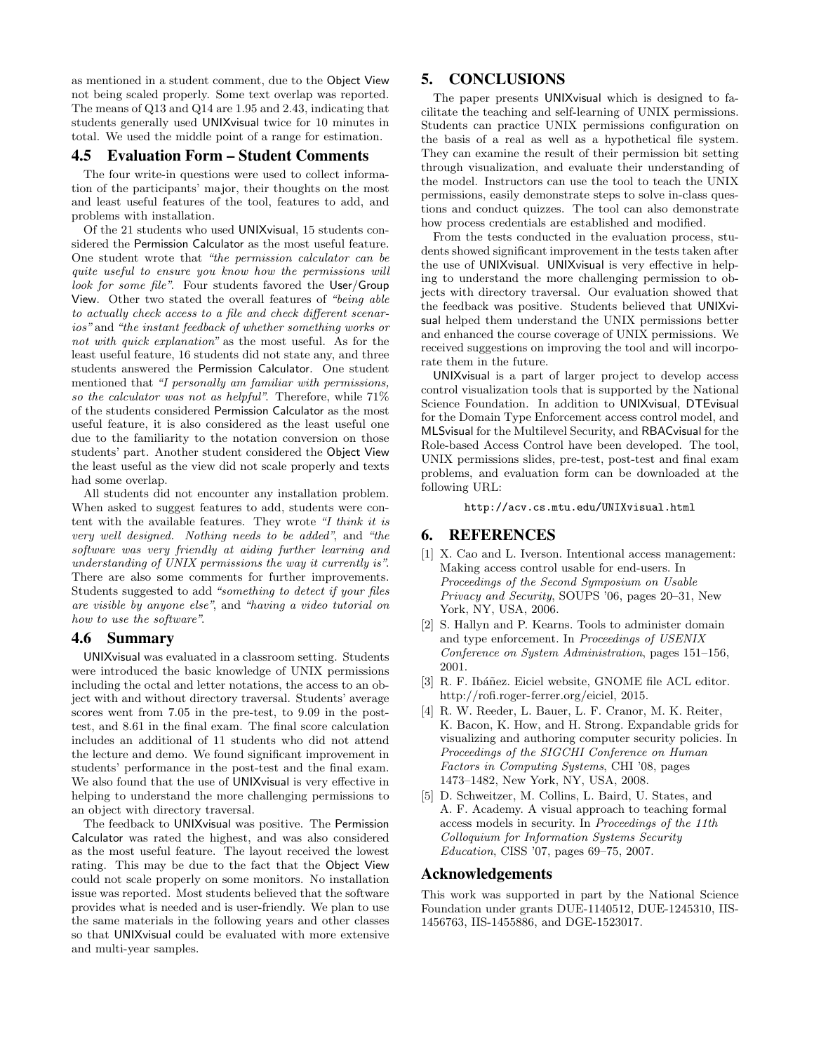as mentioned in a student comment, due to the Object View not being scaled properly. Some text overlap was reported. The means of Q13 and Q14 are 1.95 and 2.43, indicating that students generally used UNIXvisual twice for 10 minutes in total. We used the middle point of a range for estimation.

## 4.5 Evaluation Form – Student Comments

The four write-in questions were used to collect information of the participants' major, their thoughts on the most and least useful features of the tool, features to add, and problems with installation.

Of the 21 students who used UNIXvisual, 15 students considered the Permission Calculator as the most useful feature. One student wrote that *"the permission calculator can be quite useful to ensure you know how the permissions will look for some file"*. Four students favored the User/Group View. Other two stated the overall features of *"being able to actually check access to a file and check different scenarios"* and *"the instant feedback of whether something works or not with quick explanation"* as the most useful. As for the least useful feature, 16 students did not state any, and three students answered the Permission Calculator. One student mentioned that *"I personally am familiar with permissions, so the calculator was not as helpful"*. Therefore, while 71% of the students considered Permission Calculator as the most useful feature, it is also considered as the least useful one due to the familiarity to the notation conversion on those students' part. Another student considered the Object View the least useful as the view did not scale properly and texts had some overlap.

All students did not encounter any installation problem. When asked to suggest features to add, students were content with the available features. They wrote *"I think it is very well designed. Nothing needs to be added"*, and *"the software was very friendly at aiding further learning and understanding of UNIX permissions the way it currently is"*. There are also some comments for further improvements. Students suggested to add *"something to detect if your files are visible by anyone else"*, and *"having a video tutorial on how to use the software"*.

## 4.6 Summary

UNIXvisual was evaluated in a classroom setting. Students were introduced the basic knowledge of UNIX permissions including the octal and letter notations, the access to an object with and without directory traversal. Students' average scores went from 7.05 in the pre-test, to 9.09 in the post-test, and 8.61 in the final exam. The final score calculation includes an additional of 11 students who did not attend the lecture and demo. We found significant improvement in students' performance in the post-test and the final exam. We also found that the use of UNIXvisual is very effective in helping to understand the more challenging permissions to an object with directory traversal.

The feedback to UNIXvisual was positive. The Permission Calculator was rated the highest, and was also considered as the most useful feature. The layout received the lowest rating. This may be due to the fact that the Object View could not scale properly on some monitors. No installation issue was reported. Most students believed that the software provides what is needed and is user-friendly. We plan to use the same materials in the following years and other classes so that UNIXvisual could be evaluated with more extensive and multi-year samples.

# 5. CONCLUSIONS

The paper presents UNIXvisual which is designed to facilitate the teaching and self-learning of UNIX permissions. Students can practice UNIX permissions configuration on the basis of a real as well as a hypothetical file system. They can examine the result of their permission bit setting through visualization, and evaluate their understanding of the model. Instructors can use the tool to teach the UNIX permissions, easily demonstrate steps to solve in-class questions and conduct quizzes. The tool can also demonstrate how process credentials are established and modified.

From the tests conducted in the evaluation process, students showed significant improvement in the tests taken after the use of UNIXvisual. UNIXvisual is very effective in helping to understand the more challenging permission to objects with directory traversal. Our evaluation showed that the feedback was positive. Students believed that UNIXvisual helped them understand the UNIX permissions better and enhanced the course coverage of UNIX permissions. We received suggestions on improving the tool and will incorporate them in the future.

UNIXvisual is a part of larger project to develop access control visualization tools that is supported by the National Science Foundation. In addition to UNIXvisual, DTEvisual for the Domain Type Enforcement access control model, and MLSvisual for the Multilevel Security, and RBACvisual for the Role-based Access Control have been developed. The tool, UNIX permissions slides, pre-test, post-test and final exam problems, and evaluation form can be downloaded at the following URL:

http://acv.cs.mtu.edu/UNIXvisual.html

# 6. REFERENCES

[1] X. Cao and L. Iverson. Intentional access management: Making access control usable for end-users. In *Proceedings of the Second Symposium on Usable Privacy and Security*, SOUPS '06, pages 20–31, New York, NY, USA, 2006.

[2] S. Hallyn and P. Kearns. Tools to administer domain and type enforcement. In *Proceedings of USENIX Conference on System Administration*, pages 151–156, 2001.

[3] R. F. Ibáñez. Eiciel website, GNOME file ACL editor. http://rofi.roger-ferrer.org/eiciel, 2015.

[4] R. W. Reeder, L. Bauer, L. F. Cranor, M. K. Reiter, K. Bacon, K. How, and H. Strong. Expandable grids for visualizing and authoring computer security policies. In *Proceedings of the SIGCHI Conference on Human Factors in Computing Systems*, CHI '08, pages 1473–1482, New York, NY, USA, 2008.

[5] D. Schweitzer, M. Collins, L. Baird, U. States, and A. F. Academy. A visual approach to teaching formal access models in security. In *Proceedings of the 11th Colloquium for Information Systems Security Education*, CISS '07, pages 69–75, 2007.

## Acknowledgements

This work was supported in part by the National Science Foundation under grants DUE-1140512, DUE-1245310, IIS-1456763, IIS-1455886, and DGE-1523017.